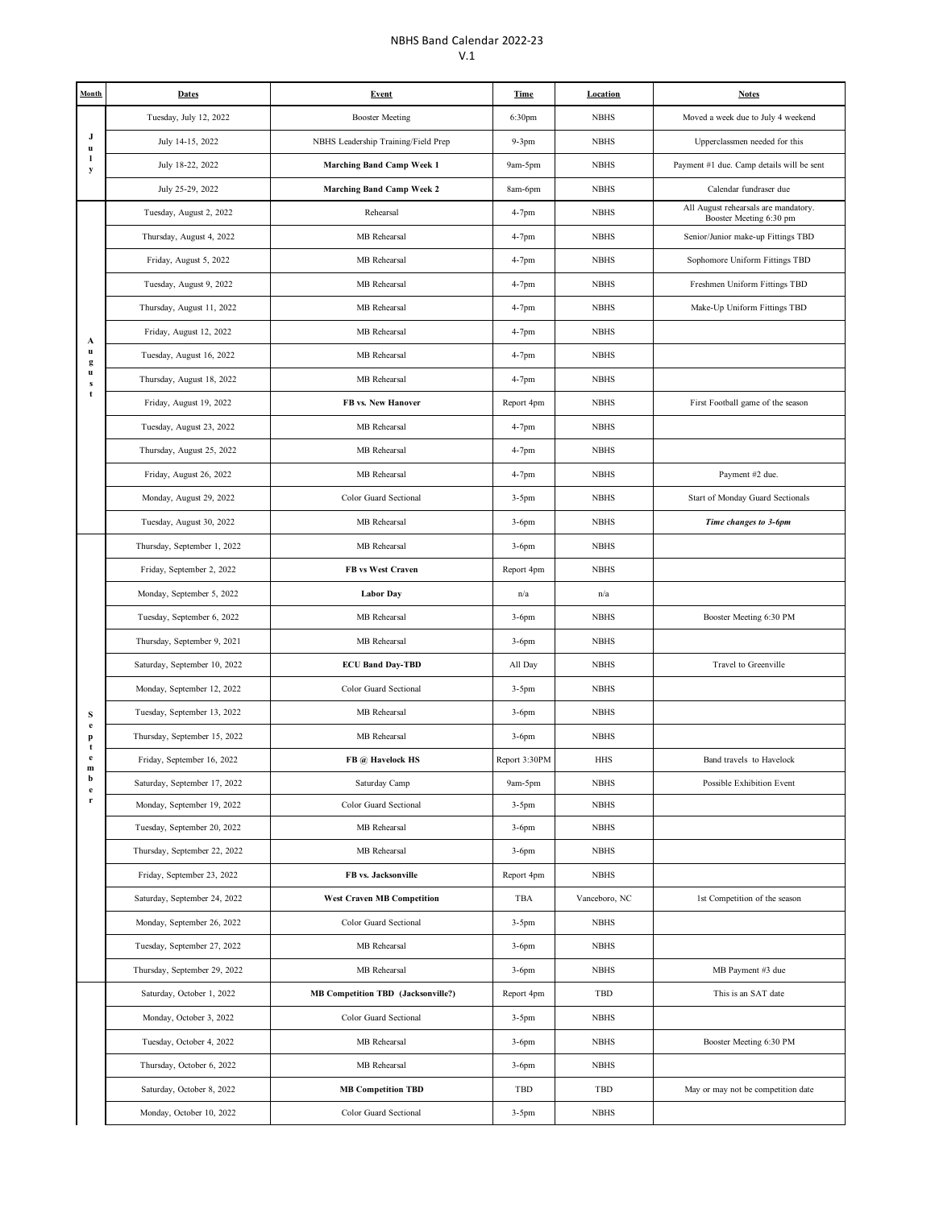# NBHS Band Calendar 2022-23

V.1

| Month | Dates | Event | Time | Location | Notes |
|---|---|---|---|---|---|
| July | Tuesday, July 12, 2022 | Booster Meeting | 6:30pm | NBHS | Moved a week due to July 4 weekend |
| | July 14-15, 2022 | NBHS Leadership Training/Field Prep | 9-3pm | NBHS | Upperclassmen needed for this |
| | July 18-22, 2022 | **Marching Band Camp Week 1** | 9am-5pm | NBHS | Payment #1 due. Camp details will be sent |
| | July 25-29, 2022 | **Marching Band Camp Week 2** | 8am-6pm | NBHS | Calendar fundraiser due |
| August | Tuesday, August 2, 2022 | Rehearsal | 4-7pm | NBHS | All August rehearsals are mandatory. Booster Meeting 6:30 pm |
| | Thursday, August 4, 2022 | MB Rehearsal | 4-7pm | NBHS | Senior/Junior make-up Fittings TBD |
| | Friday, August 5, 2022 | MB Rehearsal | 4-7pm | NBHS | Sophomore Uniform Fittings TBD |
| | Tuesday, August 9, 2022 | MB Rehearsal | 4-7pm | NBHS | Freshmen Uniform Fittings TBD |
| | Thursday, August 11, 2022 | MB Rehearsal | 4-7pm | NBHS | Make-Up Uniform Fittings TBD |
| | Friday, August 12, 2022 | MB Rehearsal | 4-7pm | NBHS | |
| | Tuesday, August 16, 2022 | MB Rehearsal | 4-7pm | NBHS | |
| | Thursday, August 18, 2022 | MB Rehearsal | 4-7pm | NBHS | |
| | Friday, August 19, 2022 | **FB vs. New Hanover** | Report 4pm | NBHS | First Football game of the season |
| | Tuesday, August 23, 2022 | MB Rehearsal | 4-7pm | NBHS | |
| | Thursday, August 25, 2022 | MB Rehearsal | 4-7pm | NBHS | |
| | Friday, August 26, 2022 | MB Rehearsal | 4-7pm | NBHS | Payment #2 due. |
| | Monday, August 29, 2022 | Color Guard Sectional | 3-5pm | NBHS | Start of Monday Guard Sectionals |
| | Tuesday, August 30, 2022 | MB Rehearsal | 3-6pm | NBHS | ***Time changes to 3-6pm*** |
| September | Thursday, September 1, 2022 | MB Rehearsal | 3-6pm | NBHS | |
| | Friday, September 2, 2022 | **FB vs West Craven** | Report 4pm | NBHS | |
| | Monday, September 5, 2022 | **Labor Day** | n/a | n/a | |
| | Tuesday, September 6, 2022 | MB Rehearsal | 3-6pm | NBHS | Booster Meeting 6:30 PM |
| | Thursday, September 9, 2021 | MB Rehearsal | 3-6pm | NBHS | |
| | Saturday, September 10, 2022 | **ECU Band Day-TBD** | All Day | NBHS | Travel to Greenville |
| | Monday, September 12, 2022 | Color Guard Sectional | 3-5pm | NBHS | |
| | Tuesday, September 13, 2022 | MB Rehearsal | 3-6pm | NBHS | |
| | Thursday, September 15, 2022 | MB Rehearsal | 3-6pm | NBHS | |
| | Friday, September 16, 2022 | **FB @ Havelock HS** | Report 3:30PM | HHS | Band travels to Havelock |
| | Saturday, September 17, 2022 | Saturday Camp | 9am-5pm | NBHS | Possible Exhibition Event |
| | Monday, September 19, 2022 | Color Guard Sectional | 3-5pm | NBHS | |
| | Tuesday, September 20, 2022 | MB Rehearsal | 3-6pm | NBHS | |
| | Thursday, September 22, 2022 | MB Rehearsal | 3-6pm | NBHS | |
| | Friday, September 23, 2022 | **FB vs. Jacksonville** | Report 4pm | NBHS | |
| | Saturday, September 24, 2022 | **West Craven MB Competition** | TBA | Vanceboro, NC | 1st Competition of the season |
| | Monday, September 26, 2022 | Color Guard Sectional | 3-5pm | NBHS | |
| | Tuesday, September 27, 2022 | MB Rehearsal | 3-6pm | NBHS | |
| | Thursday, September 29, 2022 | MB Rehearsal | 3-6pm | NBHS | MB Payment #3 due |
| | Saturday, October 1, 2022 | **MB Competition TBD (Jacksonville?)** | Report 4pm | TBD | This is an SAT date |
| | Monday, October 3, 2022 | Color Guard Sectional | 3-5pm | NBHS | |
| | Tuesday, October 4, 2022 | MB Rehearsal | 3-6pm | NBHS | Booster Meeting 6:30 PM |
| | Thursday, October 6, 2022 | MB Rehearsal | 3-6pm | NBHS | |
| | Saturday, October 8, 2022 | **MB Competition TBD** | TBD | TBD | May or may not be competition date |
| | Monday, October 10, 2022 | Color Guard Sectional | 3-5pm | NBHS | |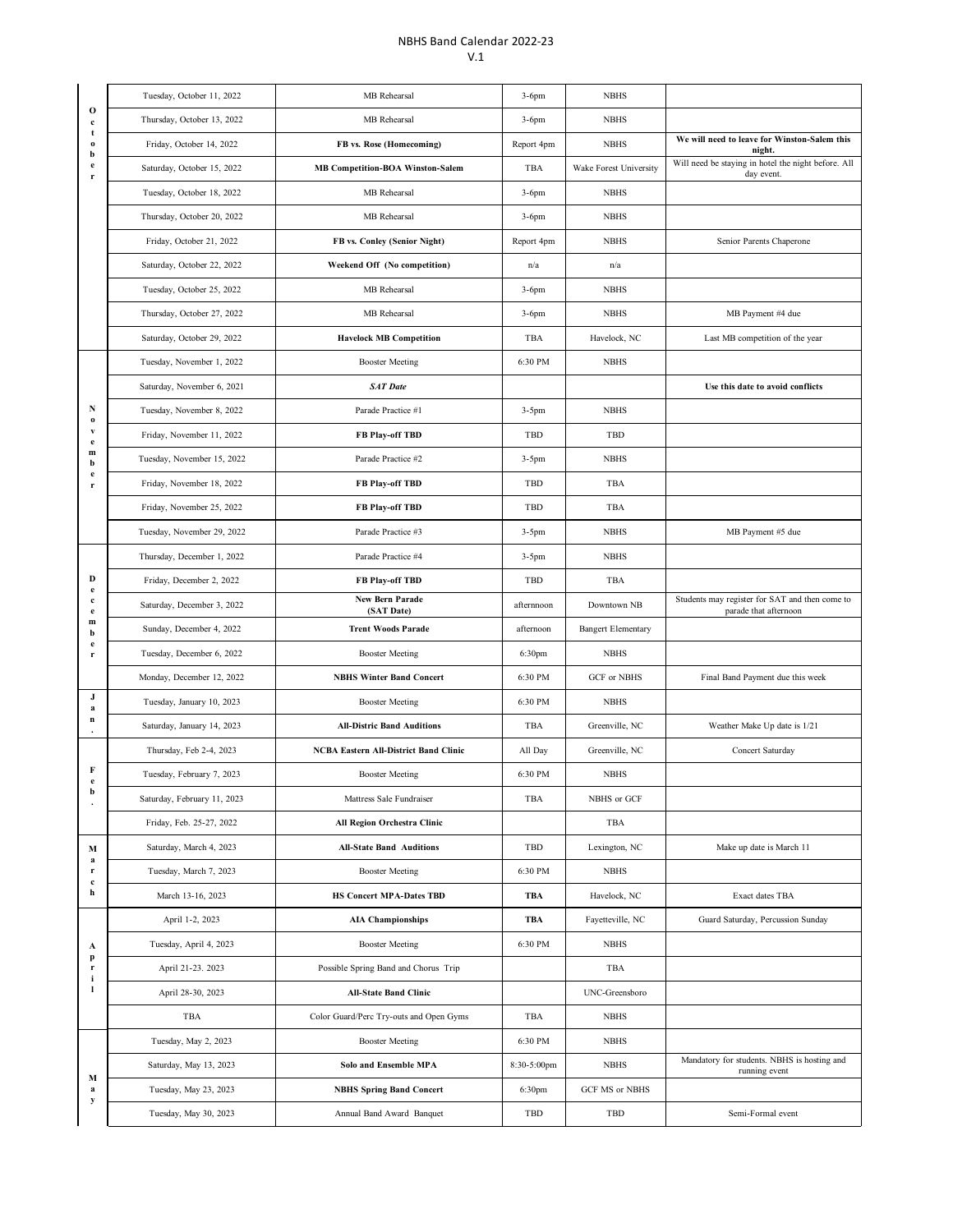# NBHS Band Calendar 2022-23

V.1

| Month | Date | Event | Time | Location | Notes |
|---|---|---|---|---|---|
| October | Tuesday, October 11, 2022 | MB Rehearsal | 3-6pm | NBHS | |
| | Thursday, October 13, 2022 | MB Rehearsal | 3-6pm | NBHS | |
| | Friday, October 14, 2022 | **FB vs. Rose (Homecoming)** | Report 4pm | NBHS | **We will need to leave for Winston-Salem this night.** |
| | Saturday, October 15, 2022 | **MB Competition-BOA Winston-Salem** | TBA | Wake Forest University | Will need be staying in hotel the night before. All day event. |
| | Tuesday, October 18, 2022 | MB Rehearsal | 3-6pm | NBHS | |
| | Thursday, October 20, 2022 | MB Rehearsal | 3-6pm | NBHS | |
| | Friday, October 21, 2022 | **FB vs. Conley (Senior Night)** | Report 4pm | NBHS | Senior Parents Chaperone |
| | Saturday, October 22, 2022 | **Weekend Off (No competition)** | n/a | n/a | |
| | Tuesday, October 25, 2022 | MB Rehearsal | 3-6pm | NBHS | |
| | Thursday, October 27, 2022 | MB Rehearsal | 3-6pm | NBHS | MB Payment #4 due |
| | Saturday, October 29, 2022 | **Havelock MB Competition** | TBA | Havelock, NC | Last MB competition of the year |
| November | Tuesday, November 1, 2022 | Booster Meeting | 6:30 PM | NBHS | |
| | Saturday, November 6, 2021 | ***SAT Date*** | | | **Use this date to avoid conflicts** |
| | Tuesday, November 8, 2022 | Parade Practice #1 | 3-5pm | NBHS | |
| | Friday, November 11, 2022 | **FB Play-off TBD** | TBD | TBD | |
| | Tuesday, November 15, 2022 | Parade Practice #2 | 3-5pm | NBHS | |
| | Friday, November 18, 2022 | **FB Play-off TBD** | TBD | TBA | |
| | Friday, November 25, 2022 | **FB Play-off TBD** | TBD | TBA | |
| | Tuesday, November 29, 2022 | Parade Practice #3 | 3-5pm | NBHS | MB Payment #5 due |
| December | Thursday, December 1, 2022 | Parade Practice #4 | 3-5pm | NBHS | |
| | Friday, December 2, 2022 | **FB Play-off TBD** | TBD | TBA | |
| | Saturday, December 3, 2022 | **New Bern Parade (SAT Date)** | afternnoon | Downtown NB | Students may register for SAT and then come to parade that afternoon |
| | Sunday, December 4, 2022 | **Trent Woods Parade** | afternoon | Bangert Elementary | |
| | Tuesday, December 6, 2022 | Booster Meeting | 6:30pm | NBHS | |
| | Monday, December 12, 2022 | **NBHS Winter Band Concert** | 6:30 PM | GCF or NBHS | Final Band Payment due this week |
| Jan. | Tuesday, January 10, 2023 | Booster Meeting | 6:30 PM | NBHS | |
| | Saturday, January 14, 2023 | **All-Distric Band Auditions** | TBA | Greenville, NC | Weather Make Up date is 1/21 |
| Feb. | Thursday, Feb 2-4, 2023 | **NCBA Eastern All-District Band Clinic** | All Day | Greenville, NC | Concert Saturday |
| | Tuesday, February 7, 2023 | Booster Meeting | 6:30 PM | NBHS | |
| | Saturday, February 11, 2023 | Mattress Sale Fundraiser | TBA | NBHS or GCF | |
| | Friday, Feb. 25-27, 2022 | **All Region Orchestra Clinic** | | TBA | |
| March | Saturday, March 4, 2023 | **All-State Band Auditions** | TBD | Lexington, NC | Make up date is March 11 |
| | Tuesday, March 7, 2023 | Booster Meeting | 6:30 PM | NBHS | |
| | March 13-16, 2023 | **HS Concert MPA-Dates TBD** | **TBA** | Havelock, NC | Exact dates TBA |
| April | April 1-2, 2023 | **AIA Championships** | **TBA** | Fayetteville, NC | Guard Saturday, Percussion Sunday |
| | Tuesday, April 4, 2023 | Booster Meeting | 6:30 PM | NBHS | |
| | April 21-23. 2023 | Possible Spring Band and Chorus Trip | | TBA | |
| | April 28-30, 2023 | **All-State Band Clinic** | | UNC-Greensboro | |
| | TBA | Color Guard/Perc Try-outs and Open Gyms | TBA | NBHS | |
| May | Tuesday, May 2, 2023 | Booster Meeting | 6:30 PM | NBHS | |
| | Saturday, May 13, 2023 | **Solo and Ensemble MPA** | 8:30-5:00pm | NBHS | Mandatory for students. NBHS is hosting and running event |
| | Tuesday, May 23, 2023 | **NBHS Spring Band Concert** | 6:30pm | GCF MS or NBHS | |
| | Tuesday, May 30, 2023 | Annual Band Award Banquet | TBD | TBD | Semi-Formal event |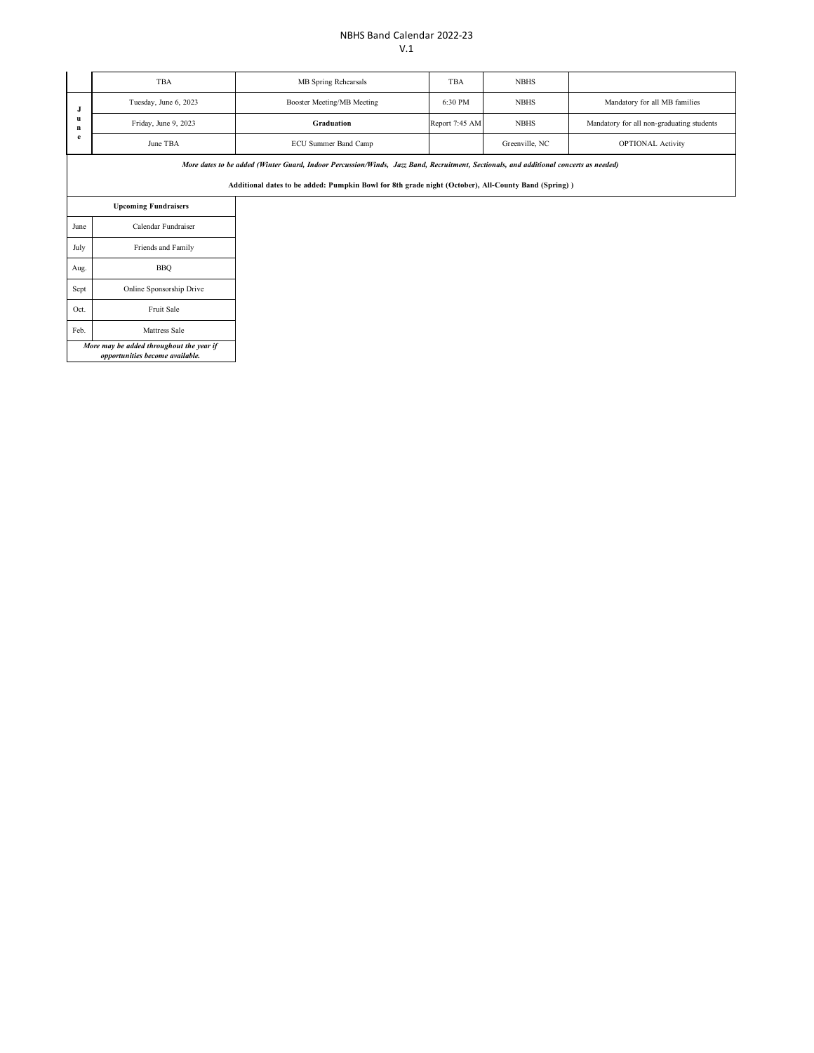# NBHS Band Calendar 2022-23
V.1

| | | | | | |
|---|---|---|---|---|---|
| | TBA | MB Spring Rehearsals | TBA | NBHS | |
| **June** | Tuesday, June 6, 2023 | Booster Meeting/MB Meeting | 6:30 PM | NBHS | Mandatory for all MB families |
| | Friday, June 9, 2023 | **Graduation** | Report 7:45 AM | NBHS | Mandatory for all non-graduating students |
| | June TBA | ECU Summer Band Camp | | Greenville, NC | OPTIONAL Activity |

***More dates to be added (Winter Guard, Indoor Percussion/Winds, Jazz Band, Recruitment, Sectionals, and additional concerts as needed)***

**Additional dates to be added: Pumpkin Bowl for 8th grade night (October), All-County Band (Spring) )**

| **Upcoming Fundraisers** | |
|---|---|
| June | Calendar Fundraiser |
| July | Friends and Family |
| Aug. | BBQ |
| Sept | Online Sponsorship Drive |
| Oct. | Fruit Sale |
| Feb. | Mattress Sale |

***More may be added throughout the year if opportunities become available.***